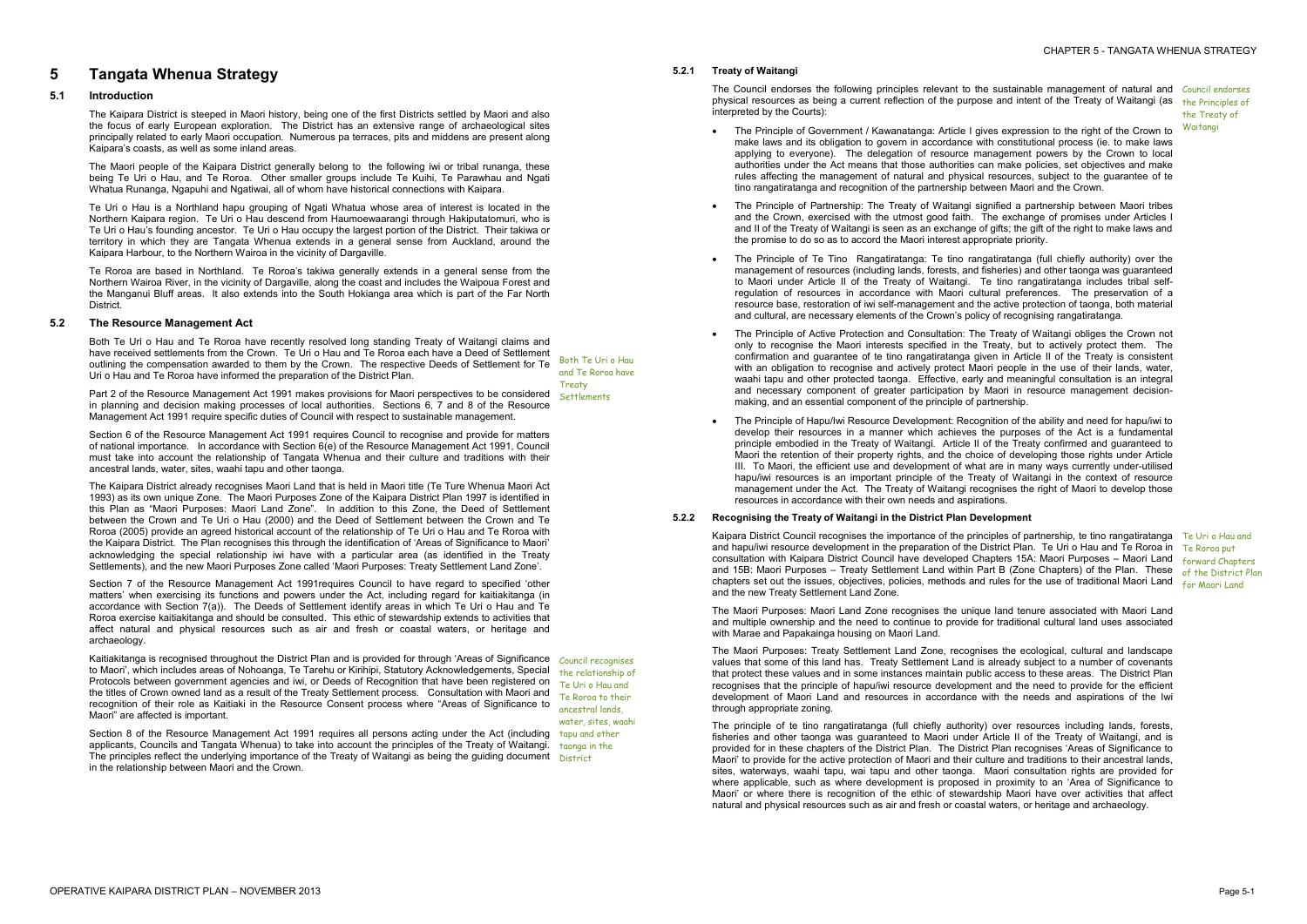# 5 Tangata Whenua Strategy

## 5.1 Introduction

The Kaipara District is steeped in Maori history, being one of the first Districts settled by Maori and also the focus of early European exploration. The District has an extensive range of archaeological sites principally related to early Maori occupation. Numerous pa terraces, pits and middens are present along Kaipara's coasts, as well as some inland areas.

The Maori people of the Kaipara District generally belong to the following iwi or tribal runanga, these being Te Uri o Hau, and Te Roroa. Other smaller groups include Te Kuihi, Te Parawhau and Ngati Whatua Runanga, Ngapuhi and Ngatiwai, all of whom have historical connections with Kaipara.

Te Uri o Hau is a Northland hapu grouping of Ngati Whatua whose area of interest is located in the Northern Kaipara region. Te Uri o Hau descend from Haumoewaarangi through Hakiputatomuri, who is Te Uri o Hau's founding ancestor. Te Uri o Hau occupy the largest portion of the District. Their takiwa or territory in which they are Tangata Whenua extends in a general sense from Auckland, around the Kaipara Harbour, to the Northern Wairoa in the vicinity of Dargaville.

Te Roroa are based in Northland. Te Roroa's takiwa generally extends in a general sense from the Northern Wairoa River, in the vicinity of Dargaville, along the coast and includes the Waipoua Forest and the Manganui Bluff areas. It also extends into the South Hokianga area which is part of the Far North District.

## 5.2 The Resource Management Act

Both Te Uri o Hau and Te Roroa have recently resolved long standing Treaty of Waitangi claims and have received settlements from the Crown. Te Uri o Hau and Te Roroa each have a Deed of Settlement outlining the compensation awarded to them by the Crown. The respective Deeds of Settlement for Te Uri o Hau and Te Roroa have informed the preparation of the District Plan.

*Both Te Uri o Hau and Te Roroa have Treaty Settlements*

Part 2 of the Resource Management Act 1991 makes provisions for Maori perspectives to be considered in planning and decision making processes of local authorities. Sections 6, 7 and 8 of the Resource Management Act 1991 require specific duties of Council with respect to sustainable management.

Section 6 of the Resource Management Act 1991 requires Council to recognise and provide for matters of national importance. In accordance with Section 6(e) of the Resource Management Act 1991, Council must take into account the relationship of Tangata Whenua and their culture and traditions with their ancestral lands, water, sites, waahi tapu and other taonga.

The Kaipara District already recognises Maori Land that is held in Maori title (Te Ture Whenua Maori Act 1993) as its own unique Zone. The Maori Purposes Zone of the Kaipara District Plan 1997 is identified in this Plan as "Maori Purposes: Maori Land Zone". In addition to this Zone, the Deed of Settlement between the Crown and Te Uri o Hau (2000) and the Deed of Settlement between the Crown and Te Roroa (2005) provide an agreed historical account of the relationship of Te Uri o Hau and Te Roroa with the Kaipara District. The Plan recognises this through the identification of 'Areas of Significance to Maori' acknowledging the special relationship iwi have with a particular area (as identified in the Treaty Settlements), and the new Maori Purposes Zone called 'Maori Purposes: Treaty Settlement Land Zone'.

Section 7 of the Resource Management Act 1991requires Council to have regard to specified 'other matters' when exercising its functions and powers under the Act, including regard for kaitiakitanga (in accordance with Section 7(a)). The Deeds of Settlement identify areas in which Te Uri o Hau and Te Roroa exercise kaitiakitanga and should be consulted. This ethic of stewardship extends to activities that affect natural and physical resources such as air and fresh or coastal waters, or heritage and archaeology.

Kaitiakitanga is recognised throughout the District Plan and is provided for through 'Areas of Significance to Maori', which includes areas of Nohoanga, Te Tarehu or Kirihipi, Statutory Acknowledgements, Special Protocols between government agencies and iwi, or Deeds of Recognition that have been registered on the titles of Crown owned land as a result of the Treaty Settlement process. Consultation with Maori and recognition of their role as Kaitiaki in the Resource Consent process where "Areas of Significance to Maori" are affected is important.

*Council recognises the relationship of Te Uri o Hau and Te Roroa to their ancestral lands, water, sites, waahi tapu and other taonga in the District*

Section 8 of the Resource Management Act 1991 requires all persons acting under the Act (including applicants, Councils and Tangata Whenua) to take into account the principles of the Treaty of Waitangi. The principles reflect the underlying importance of the Treaty of Waitangi as being the guiding document in the relationship between Maori and the Crown.

### 5.2.1 Treaty of Waitangi

The Council endorses the following principles relevant to the sustainable management of natural and physical resources as being a current reflection of the purpose and intent of the Treaty of Waitangi (as interpreted by the Courts):

*Council endorses the Principles of the Treaty of Waitangi*

- The Principle of Government / Kawanatanga: Article I gives expression to the right of the Crown to make laws and its obligation to govern in accordance with constitutional process (ie. to make laws applying to everyone). The delegation of resource management powers by the Crown to local authorities under the Act means that those authorities can make policies, set objectives and make rules affecting the management of natural and physical resources, subject to the guarantee of te tino rangatiratanga and recognition of the partnership between Maori and the Crown.

- The Principle of Partnership: The Treaty of Waitangi signified a partnership between Maori tribes and the Crown, exercised with the utmost good faith. The exchange of promises under Articles I and II of the Treaty of Waitangi is seen as an exchange of gifts; the gift of the right to make laws and the promise to do so as to accord the Maori interest appropriate priority.

- The Principle of Te Tino Rangatiratanga: Te tino rangatiratanga (full chiefly authority) over the management of resources (including lands, forests, and fisheries) and other taonga was guaranteed to Maori under Article II of the Treaty of Waitangi. Te tino rangatiratanga includes tribal self-regulation of resources in accordance with Maori cultural preferences. The preservation of a resource base, restoration of iwi self-management and the active protection of taonga, both material and cultural, are necessary elements of the Crown's policy of recognising rangatiratanga.

- The Principle of Active Protection and Consultation: The Treaty of Waitangi obliges the Crown not only to recognise the Maori interests specified in the Treaty, but to actively protect them. The confirmation and guarantee of te tino rangatiratanga given in Article II of the Treaty is consistent with an obligation to recognise and actively protect Maori people in the use of their lands, water, waahi tapu and other protected taonga. Effective, early and meaningful consultation is an integral and necessary component of greater participation by Maori in resource management decision-making, and an essential component of the principle of partnership.

- The Principle of Hapu/Iwi Resource Development: Recognition of the ability and need for hapu/iwi to develop their resources in a manner which achieves the purposes of the Act is a fundamental principle embodied in the Treaty of Waitangi. Article II of the Treaty confirmed and guaranteed to Maori the retention of their property rights, and the choice of developing those rights under Article III. To Maori, the efficient use and development of what are in many ways currently under-utilised hapu/iwi resources is an important principle of the Treaty of Waitangi in the context of resource management under the Act. The Treaty of Waitangi recognises the right of Maori to develop those resources in accordance with their own needs and aspirations.

### 5.2.2 Recognising the Treaty of Waitangi in the District Plan Development

Kaipara District Council recognises the importance of the principles of partnership, te tino rangatiratanga and hapu/iwi resource development in the preparation of the District Plan. Te Uri o Hau and Te Roroa in consultation with Kaipara District Council have developed Chapters 15A: Maori Purposes – Maori Land and 15B: Maori Purposes – Treaty Settlement Land within Part B (Zone Chapters) of the Plan. These chapters set out the issues, objectives, policies, methods and rules for the use of traditional Maori Land and the new Treaty Settlement Land Zone.

*Te Uri o Hau and Te Roroa put forward Chapters of the District Plan for Maori Land*

The Maori Purposes: Maori Land Zone recognises the unique land tenure associated with Maori Land and multiple ownership and the need to continue to provide for traditional cultural land uses associated with Marae and Papakainga housing on Maori Land.

The Maori Purposes: Treaty Settlement Land Zone, recognises the ecological, cultural and landscape values that some of this land has. Treaty Settlement Land is already subject to a number of covenants that protect these values and in some instances maintain public access to these areas. The District Plan recognises that the principle of hapu/iwi resource development and the need to provide for the efficient development of Maori Land and resources in accordance with the needs and aspirations of the Iwi through appropriate zoning.

The principle of te tino rangatiratanga (full chiefly authority) over resources including lands, forests, fisheries and other taonga was guaranteed to Maori under Article II of the Treaty of Waitangi, and is provided for in these chapters of the District Plan. The District Plan recognises 'Areas of Significance to Maori' to provide for the active protection of Maori and their culture and traditions to their ancestral lands, sites, waterways, waahi tapu, wai tapu and other taonga. Maori consultation rights are provided for where applicable, such as where development is proposed in proximity to an 'Area of Significance to Maori' or where there is recognition of the ethic of stewardship Maori have over activities that affect natural and physical resources such as air and fresh or coastal waters, or heritage and archaeology.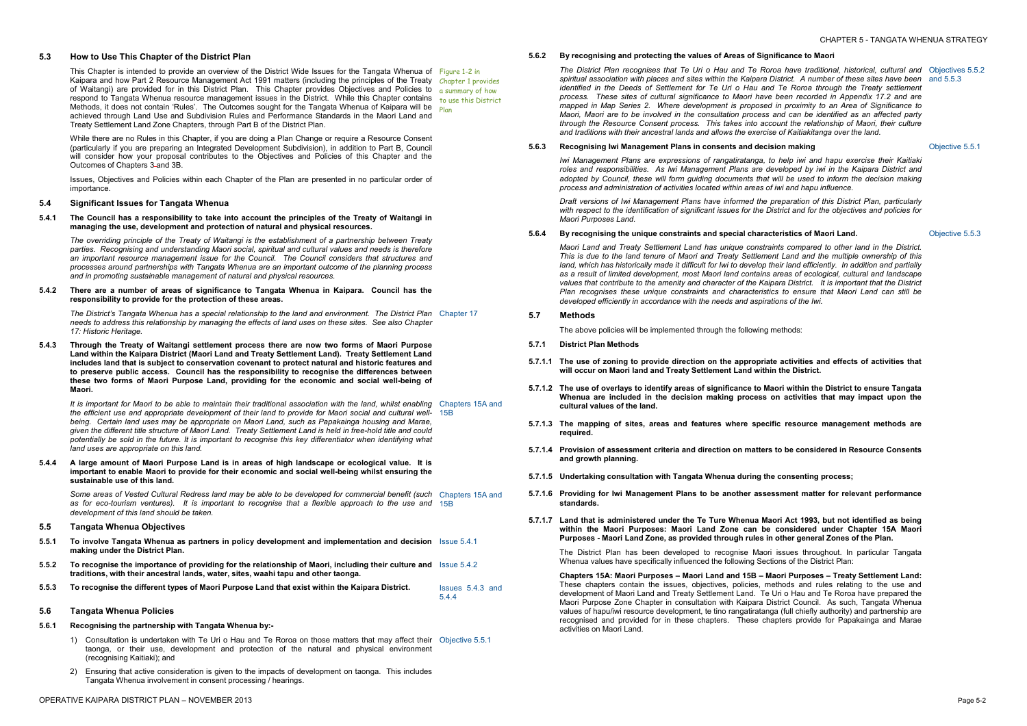## 5.3 How to Use This Chapter of the District Plan

This Chapter is intended to provide an overview of the District Wide Issues for the Tangata Whenua of Kaipara and how Part 2 Resource Management Act 1991 matters (including the principles of the Treaty of Waitangi) are provided for in this District Plan. This Chapter provides Objectives and Policies to respond to Tangata Whenua resource management issues in the District. While this Chapter contains Methods, it does not contain 'Rules'. The Outcomes sought for the Tangata Whenua of Kaipara will be achieved through Land Use and Subdivision Rules and Performance Standards in the Maori Land and Treaty Settlement Land Zone Chapters, through Part B of the District Plan.

*Figure 1-2 in Chapter 1 provides a summary of how to use this District Plan*

While there are no Rules in this Chapter, if you are doing a Plan Change or require a Resource Consent (particularly if you are preparing an Integrated Development Subdivision), in addition to Part B, Council will consider how your proposal contributes to the Objectives and Policies of this Chapter and the Outcomes of Chapters 3 and 3B.

Issues, Objectives and Policies within each Chapter of the Plan are presented in no particular order of importance.

## 5.4 Significant Issues for Tangata Whenua

**5.4.1 The Council has a responsibility to take into account the principles of the Treaty of Waitangi in managing the use, development and protection of natural and physical resources.**

*The overriding principle of the Treaty of Waitangi is the establishment of a partnership between Treaty parties. Recognising and understanding Maori social, spiritual and cultural values and needs is therefore an important resource management issue for the Council. The Council considers that structures and processes around partnerships with Tangata Whenua are an important outcome of the planning process and in promoting sustainable management of natural and physical resources.*

**5.4.2 There are a number of areas of significance to Tangata Whenua in Kaipara. Council has the responsibility to provide for the protection of these areas.**

*The District's Tangata Whenua has a special relationship to the land and environment. The District Plan needs to address this relationship by managing the effects of land uses on these sites. See also Chapter 17: Historic Heritage.*

Chapter 17

**5.4.3 Through the Treaty of Waitangi settlement process there are now two forms of Maori Purpose Land within the Kaipara District (Maori Land and Treaty Settlement Land). Treaty Settlement Land includes land that is subject to conservation covenant to protect natural and historic features and to preserve public access. Council has the responsibility to recognise the differences between these two forms of Maori Purpose Land, providing for the economic and social well-being of Maori.**

*It is important for Maori to be able to maintain their traditional association with the land, whilst enabling the efficient use and appropriate development of their land to provide for Maori social and cultural well-being. Certain land uses may be appropriate on Maori Land, such as Papakainga housing and Marae, given the different title structure of Maori Land. Treaty Settlement Land is held in free-hold title and could potentially be sold in the future. It is important to recognise this key differentiator when identifying what land uses are appropriate on this land.*

Chapters 15A and 15B

**5.4.4 A large amount of Maori Purpose Land is in areas of high landscape or ecological value. It is important to enable Maori to provide for their economic and social well-being whilst ensuring the sustainable use of this land.**

*Some areas of Vested Cultural Redress land may be able to be developed for commercial benefit (such as for eco-tourism ventures). It is important to recognise that a flexible approach to the use and development of this land should be taken.*

Chapters 15A and 15B

## 5.5 Tangata Whenua Objectives

**5.5.1 To involve Tangata Whenua as partners in policy development and implementation and decision making under the District Plan.** — Issue 5.4.1

**5.5.2 To recognise the importance of providing for the relationship of Maori, including their culture and traditions, with their ancestral lands, water, sites, waahi tapu and other taonga.** — Issue 5.4.2

**5.5.3 To recognise the different types of Maori Purpose Land that exist within the Kaipara District.** — Issues 5.4.3 and 5.4.4

## 5.6 Tangata Whenua Policies

**5.6.1 Recognising the partnership with Tangata Whenua by:-** — Objective 5.5.1

1) Consultation is undertaken with Te Uri o Hau and Te Roroa on those matters that may affect their taonga, or their use, development and protection of the natural and physical environment (recognising Kaitiaki); and
2) Ensuring that active consideration is given to the impacts of development on taonga. This includes Tangata Whenua involvement in consent processing / hearings.

**5.6.2 By recognising and protecting the values of Areas of Significance to Maori** — Objectives 5.5.2 and 5.5.3

*The District Plan recognises that Te Uri o Hau and Te Roroa have traditional, historical, cultural and spiritual association with places and sites within the Kaipara District. A number of these sites have been identified in the Deeds of Settlement for Te Uri o Hau and Te Roroa through the Treaty settlement process. These sites of cultural significance to Maori have been recorded in Appendix 17.2 and are mapped in Map Series 2. Where development is proposed in proximity to an Area of Significance to Maori, Maori are to be involved in the consultation process and can be identified as an affected party through the Resource Consent process. This takes into account the relationship of Maori, their culture and traditions with their ancestral lands and allows the exercise of Kaitiakitanga over the land.*

**5.6.3 Recognising Iwi Management Plans in consents and decision making** — Objective 5.5.1

*Iwi Management Plans are expressions of rangatiratanga, to help iwi and hapu exercise their Kaitiaki roles and responsibilities. As Iwi Management Plans are developed by iwi in the Kaipara District and adopted by Council, these will form guiding documents that will be used to inform the decision making process and administration of activities located within areas of iwi and hapu influence.*

*Draft versions of Iwi Management Plans have informed the preparation of this District Plan, particularly with respect to the identification of significant issues for the District and for the objectives and policies for Maori Purposes Land.*

**5.6.4 By recognising the unique constraints and special characteristics of Maori Land.** — Objective 5.5.3

*Maori Land and Treaty Settlement Land has unique constraints compared to other land in the District. This is due to the land tenure of Maori and Treaty Settlement Land and the multiple ownership of this land, which has historically made it difficult for Iwi to develop their land efficiently. In addition and partially as a result of limited development, most Maori land contains areas of ecological, cultural and landscape values that contribute to the amenity and character of the Kaipara District. It is important that the District Plan recognises these unique constraints and characteristics to ensure that Maori Land can still be developed efficiently in accordance with the needs and aspirations of the Iwi.*

## 5.7 Methods

The above policies will be implemented through the following methods:

**5.7.1 District Plan Methods**

**5.7.1.1 The use of zoning to provide direction on the appropriate activities and effects of activities that will occur on Maori land and Treaty Settlement Land within the District.**

**5.7.1.2 The use of overlays to identify areas of significance to Maori within the District to ensure Tangata Whenua are included in the decision making process on activities that may impact upon the cultural values of the land.**

**5.7.1.3 The mapping of sites, areas and features where specific resource management methods are required.**

**5.7.1.4 Provision of assessment criteria and direction on matters to be considered in Resource Consents and growth planning.**

**5.7.1.5 Undertaking consultation with Tangata Whenua during the consenting process;**

**5.7.1.6 Providing for Iwi Management Plans to be another assessment matter for relevant performance standards.**

**5.7.1.7 Land that is administered under the Te Ture Whenua Maori Act 1993, but not identified as being within the Maori Purposes: Maori Land Zone can be considered under Chapter 15A Maori Purposes - Maori Land Zone, as provided through rules in other general Zones of the Plan.**

The District Plan has been developed to recognise Maori issues throughout. In particular Tangata Whenua values have specifically influenced the following Sections of the District Plan:

**Chapters 15A: Maori Purposes – Maori Land and 15B – Maori Purposes – Treaty Settlement Land:** These chapters contain the issues, objectives, policies, methods and rules relating to the use and development of Maori Land and Treaty Settlement Land. Te Uri o Hau and Te Roroa have prepared the Maori Purpose Zone Chapter in consultation with Kaipara District Council. As such, Tangata Whenua values of hapu/iwi resource development, te tino rangatiratanga (full chiefly authority) and partnership are recognised and provided for in these chapters. These chapters provide for Papakainga and Marae activities on Maori Land.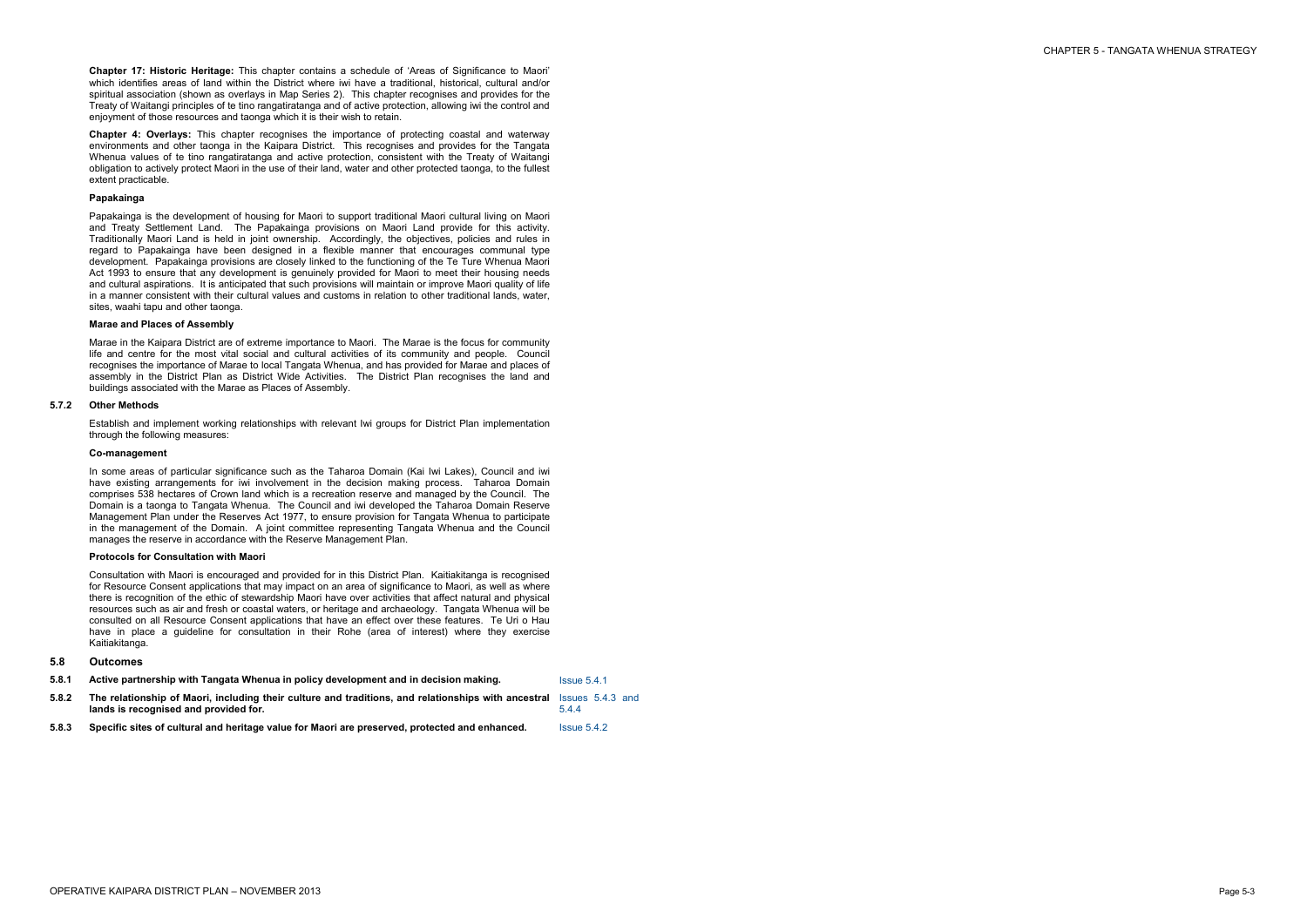**Chapter 17: Historic Heritage:** This chapter contains a schedule of 'Areas of Significance to Maori' which identifies areas of land within the District where iwi have a traditional, historical, cultural and/or spiritual association (shown as overlays in Map Series 2). This chapter recognises and provides for the Treaty of Waitangi principles of te tino rangatiratanga and of active protection, allowing iwi the control and enjoyment of those resources and taonga which it is their wish to retain.

**Chapter 4: Overlays:** This chapter recognises the importance of protecting coastal and waterway environments and other taonga in the Kaipara District. This recognises and provides for the Tangata Whenua values of te tino rangatiratanga and active protection, consistent with the Treaty of Waitangi obligation to actively protect Maori in the use of their land, water and other protected taonga, to the fullest extent practicable.

**Papakainga**

Papakainga is the development of housing for Maori to support traditional Maori cultural living on Maori and Treaty Settlement Land. The Papakainga provisions on Maori Land provide for this activity. Traditionally Maori Land is held in joint ownership. Accordingly, the objectives, policies and rules in regard to Papakainga have been designed in a flexible manner that encourages communal type development. Papakainga provisions are closely linked to the functioning of the Te Ture Whenua Maori Act 1993 to ensure that any development is genuinely provided for Maori to meet their housing needs and cultural aspirations. It is anticipated that such provisions will maintain or improve Maori quality of life in a manner consistent with their cultural values and customs in relation to other traditional lands, water, sites, waahi tapu and other taonga.

**Marae and Places of Assembly**

Marae in the Kaipara District are of extreme importance to Maori. The Marae is the focus for community life and centre for the most vital social and cultural activities of its community and people. Council recognises the importance of Marae to local Tangata Whenua, and has provided for Marae and places of assembly in the District Plan as District Wide Activities. The District Plan recognises the land and buildings associated with the Marae as Places of Assembly.

### 5.7.2 Other Methods

Establish and implement working relationships with relevant Iwi groups for District Plan implementation through the following measures:

**Co-management**

In some areas of particular significance such as the Taharoa Domain (Kai Iwi Lakes), Council and iwi have existing arrangements for iwi involvement in the decision making process. Taharoa Domain comprises 538 hectares of Crown land which is a recreation reserve and managed by the Council. The Domain is a taonga to Tangata Whenua. The Council and iwi developed the Taharoa Domain Reserve Management Plan under the Reserves Act 1977, to ensure provision for Tangata Whenua to participate in the management of the Domain. A joint committee representing Tangata Whenua and the Council manages the reserve in accordance with the Reserve Management Plan.

**Protocols for Consultation with Maori**

Consultation with Maori is encouraged and provided for in this District Plan. Kaitiakitanga is recognised for Resource Consent applications that may impact on an area of significance to Maori, as well as where there is recognition of the ethic of stewardship Maori have over activities that affect natural and physical resources such as air and fresh or coastal waters, or heritage and archaeology. Tangata Whenua will be consulted on all Resource Consent applications that have an effect over these features. Te Uri o Hau have in place a guideline for consultation in their Rohe (area of interest) where they exercise Kaitiakitanga.

## 5.8 Outcomes

| | | |
|---|---|---|
| **5.8.1** | **Active partnership with Tangata Whenua in policy development and in decision making.** | Issue 5.4.1 |
| **5.8.2** | **The relationship of Maori, including their culture and traditions, and relationships with ancestral lands is recognised and provided for.** | Issues 5.4.3 and 5.4.4 |
| **5.8.3** | **Specific sites of cultural and heritage value for Maori are preserved, protected and enhanced.** | Issue 5.4.2 |